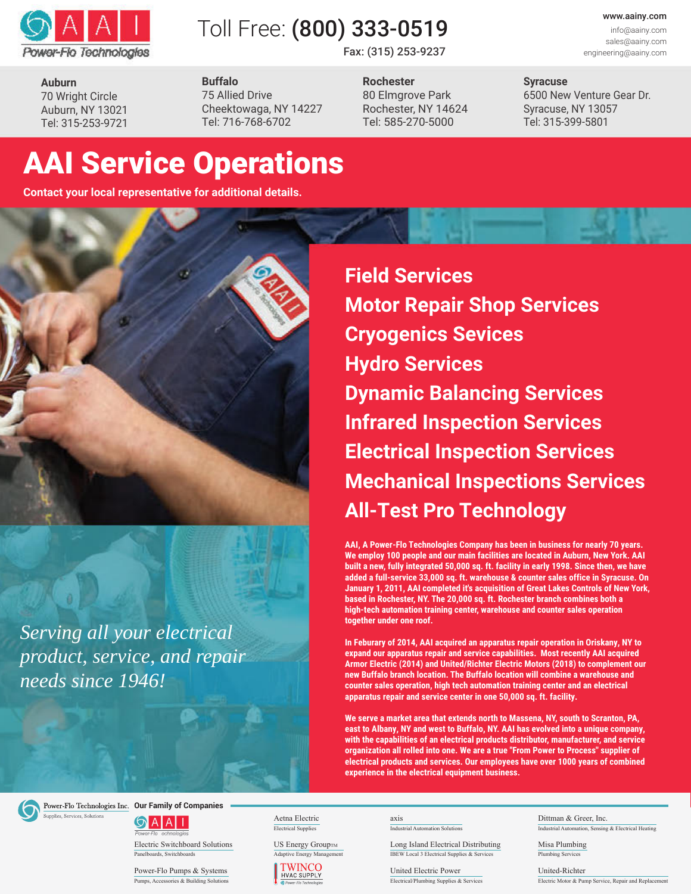AAI Power-Flo Technologies

Toll Free: **(800) 333-0519**

Fax: (315) 253-9237

**www.aainy.com**
info@aainy.com
sales@aainy.com
engineering@aainy.com

| **Auburn** | **Buffalo** | **Rochester** | **Syracuse** |
|---|---|---|---|
| 70 Wright Circle | 75 Allied Drive | 80 Elmgrove Park | 6500 New Venture Gear Dr. |
| Auburn, NY 13021 | Cheektowaga, NY 14227 | Rochester, NY 14624 | Syracuse, NY 13057 |
| Tel: 315-253-9721 | Tel: 716-768-6702 | Tel: 585-270-5000 | Tel: 315-399-5801 |

# AAI Service Operations

**Contact your local representative for additional details.**

## Field Services
## Motor Repair Shop Services
## Cryogenics Sevices
## Hydro Services
## Dynamic Balancing Services
## Infrared Inspection Services
## Electrical Inspection Services
## Mechanical Inspections Services
## All-Test Pro Technology

*Serving all your electrical product, service, and repair needs since 1946!*

**AAI, A Power-Flo Technologies Company has been in business for nearly 70 years. We employ 100 people and our main facilities are located in Auburn, New York. AAI built a new, fully integrated 50,000 sq. ft. facility in early 1998. Since then, we have added a full-service 33,000 sq. ft. warehouse & counter sales office in Syracuse. On January 1, 2011, AAI completed it's acquisition of Great Lakes Controls of New York, based in Rochester, NY. The 20,000 sq. ft. Rochester branch combines both a high-tech automation training center, warehouse and counter sales operation together under one roof.**

**In Feburary of 2014, AAI acquired an apparatus repair operation in Oriskany, NY to expand our apparatus repair and service capabilities. Most recently AAI acquired Armor Electric (2014) and United/Richter Electric Motors (2018) to complement our new Buffalo branch location. The Buffalo location will combine a warehouse and counter sales operation, high tech automation training center and an electrical apparatus repair and service center in one 50,000 sq. ft. facility.**

**We serve a market area that extends north to Massena, NY, south to Scranton, PA, east to Albany, NY and west to Buffalo, NY. AAI has evolved into a unique company, with the capabilities of an electrical products distributor, manufacturer, and service organization all rolled into one. We are a true "From Power to Process" supplier of electrical products and services. Our employees have over 1000 years of combined experience in the electrical equipment business.**

Power-Flo Technologies Inc.
Supplies, Services, Solutions

**Our Family of Companies**

- AAI Power-Flo Technologies
- Electric Switchboard Solutions — Panelboards, Switchboards
- Power-Flo Pumps & Systems — Pumps, Accessories & Building Solutions
- Aetna Electric — Electrical Supplies
- US Energy Group™ — Adaptive Energy Management
- TWINCO HVAC Supply — Power-Flo Technologies
- axis — Industrial Automation Solutions
- Long Island Electrical Distributing — IBEW Local 3 Electrical Supplies & Services
- United Electric Power — Electrical/Plumbing Supplies & Services
- Dittman & Greer, Inc. — Industrial Automation, Sensing & Electrical Heating
- Misa Plumbing — Plumbing Services
- United-Richter — Electric Motor & Pump Service, Repair and Replacement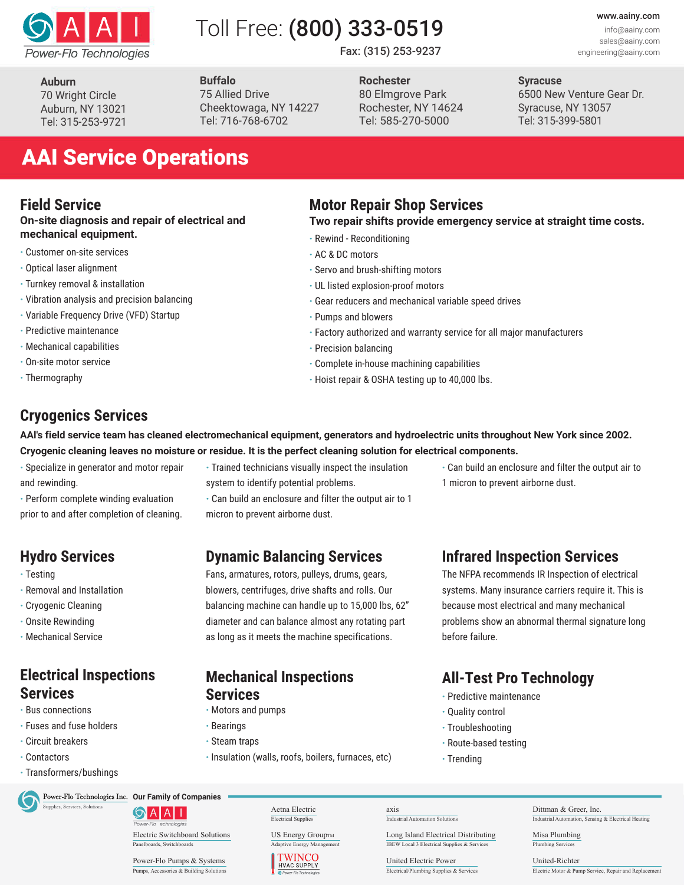AAI Power-Flo Technologies

Toll Free: **(800) 333-0519**

Fax: (315) 253-9237

www.aainy.com
info@aainy.com
sales@aainy.com
engineering@aainy.com

**Auburn**
70 Wright Circle
Auburn, NY 13021
Tel: 315-253-9721

**Buffalo**
75 Allied Drive
Cheektowaga, NY 14227
Tel: 716-768-6702

**Rochester**
80 Elmgrove Park
Rochester, NY 14624
Tel: 585-270-5000

**Syracuse**
6500 New Venture Gear Dr.
Syracuse, NY 13057
Tel: 315-399-5801

# AAI Service Operations

## Field Service

**On-site diagnosis and repair of electrical and mechanical equipment.**

- Customer on-site services
- Optical laser alignment
- Turnkey removal & installation
- Vibration analysis and precision balancing
- Variable Frequency Drive (VFD) Startup
- Predictive maintenance
- Mechanical capabilities
- On-site motor service
- Thermography

## Motor Repair Shop Services

**Two repair shifts provide emergency service at straight time costs.**

- Rewind - Reconditioning
- AC & DC motors
- Servo and brush-shifting motors
- UL listed explosion-proof motors
- Gear reducers and mechanical variable speed drives
- Pumps and blowers
- Factory authorized and warranty service for all major manufacturers
- Precision balancing
- Complete in-house machining capabilities
- Hoist repair & OSHA testing up to 40,000 lbs.

## Cryogenics Services

**AAI's field service team has cleaned electromechanical equipment, generators and hydroelectric units throughout New York since 2002. Cryogenic cleaning leaves no moisture or residue. It is the perfect cleaning solution for electrical components.**

- Specialize in generator and motor repair and rewinding.
- Perform complete winding evaluation prior to and after completion of cleaning.
- Trained technicians visually inspect the insulation system to identify potential problems.
- Can build an enclosure and filter the output air to 1 micron to prevent airborne dust.
- Can build an enclosure and filter the output air to 1 micron to prevent airborne dust.

## Hydro Services

- Testing
- Removal and Installation
- Cryogenic Cleaning
- Onsite Rewinding
- Mechanical Service

## Dynamic Balancing Services

Fans, armatures, rotors, pulleys, drums, gears, blowers, centrifuges, drive shafts and rolls. Our balancing machine can handle up to 15,000 lbs, 62" diameter and can balance almost any rotating part as long as it meets the machine specifications.

## Infrared Inspection Services

The NFPA recommends IR Inspection of electrical systems. Many insurance carriers require it. This is because most electrical and many mechanical problems show an abnormal thermal signature long before failure.

## Electrical Inspections Services

- Bus connections
- Fuses and fuse holders
- Circuit breakers
- Contactors
- Transformers/bushings

## Mechanical Inspections Services

- Motors and pumps
- Bearings
- Steam traps
- Insulation (walls, roofs, boilers, furnaces, etc)

## All-Test Pro Technology

- Predictive maintenance
- Quality control
- Troubleshooting
- Route-based testing
- Trending

Power-Flo Technologies Inc. Supplies, Services, Solutions — **Our Family of Companies**

- AAI Power-Flo Technologies
- Aetna Electric — Electrical Supplies
- axis — Industrial Automation Solutions
- Dittman & Greer, Inc. — Industrial Automation, Sensing & Electrical Heating
- Electric Switchboard Solutions — Panelboards, Switchboards
- US Energy Group™ — Adaptive Energy Management
- Long Island Electrical Distributing — IBEW Local 3 Electrical Supplies & Services
- Misa Plumbing — Plumbing Services
- Power-Flo Pumps & Systems — Pumps, Accessories & Building Solutions
- Twinco HVAC Supply — Power-Flo Technologies
- United Electric Power — Electrical/Plumbing Supplies & Services
- United-Richter — Electric Motor & Pump Service, Repair and Replacement